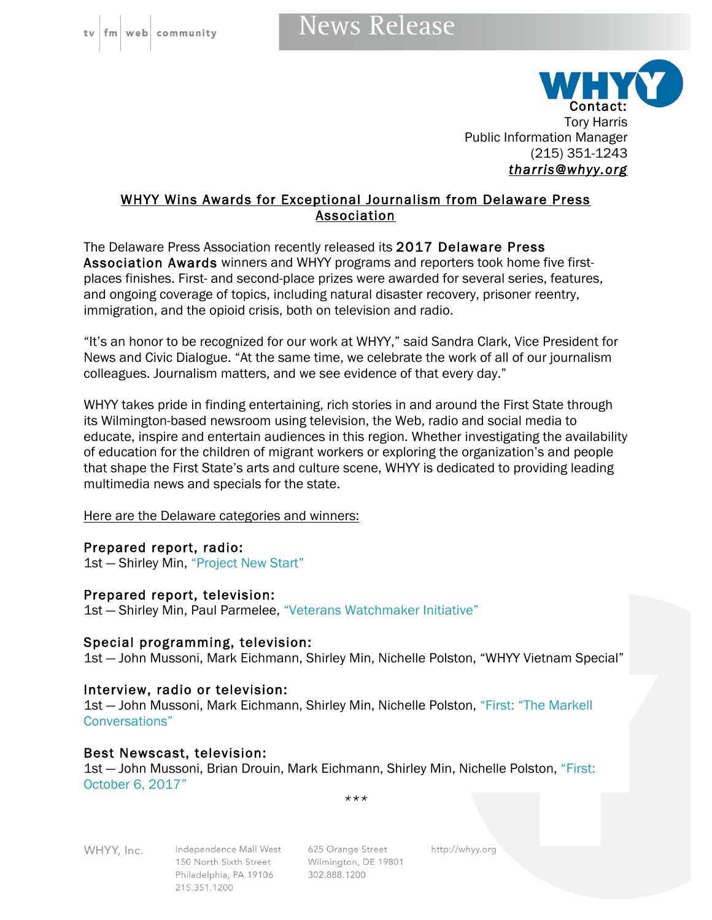tv | fm | web | community

# News Release

Contact:
Tory Harris
Public Information Manager
(215) 351-1243
*tharris@whyy.org*

## WHYY Wins Awards for Exceptional Journalism from Delaware Press Association

The Delaware Press Association recently released its **2017 Delaware Press Association Awards** winners and WHYY programs and reporters took home five first-places finishes. First- and second-place prizes were awarded for several series, features, and ongoing coverage of topics, including natural disaster recovery, prisoner reentry, immigration, and the opioid crisis, both on television and radio.

"It's an honor to be recognized for our work at WHYY," said Sandra Clark, Vice President for News and Civic Dialogue. "At the same time, we celebrate the work of all of our journalism colleagues. Journalism matters, and we see evidence of that every day."

WHYY takes pride in finding entertaining, rich stories in and around the First State through its Wilmington-based newsroom using television, the Web, radio and social media to educate, inspire and entertain audiences in this region. Whether investigating the availability of education for the children of migrant workers or exploring the organization's and people that shape the First State's arts and culture scene, WHYY is dedicated to providing leading multimedia news and specials for the state.

Here are the Delaware categories and winners:

**Prepared report, radio:**
1st — Shirley Min, "Project New Start"

**Prepared report, television:**
1st — Shirley Min, Paul Parmelee, "Veterans Watchmaker Initiative"

**Special programming, television:**
1st — John Mussoni, Mark Eichmann, Shirley Min, Nichelle Polston, "WHYY Vietnam Special"

**Interview, radio or television:**
1st — John Mussoni, Mark Eichmann, Shirley Min, Nichelle Polston, "First: "The Markell Conversations"

**Best Newscast, television:**
1st — John Mussoni, Brian Drouin, Mark Eichmann, Shirley Min, Nichelle Polston, "First: October 6, 2017"

***

WHYY, Inc.
Independence Mall West, 150 North Sixth Street, Philadelphia, PA 19106, 215.351.1200
625 Orange Street, Wilmington, DE 19801, 302.888.1200
http://whyy.org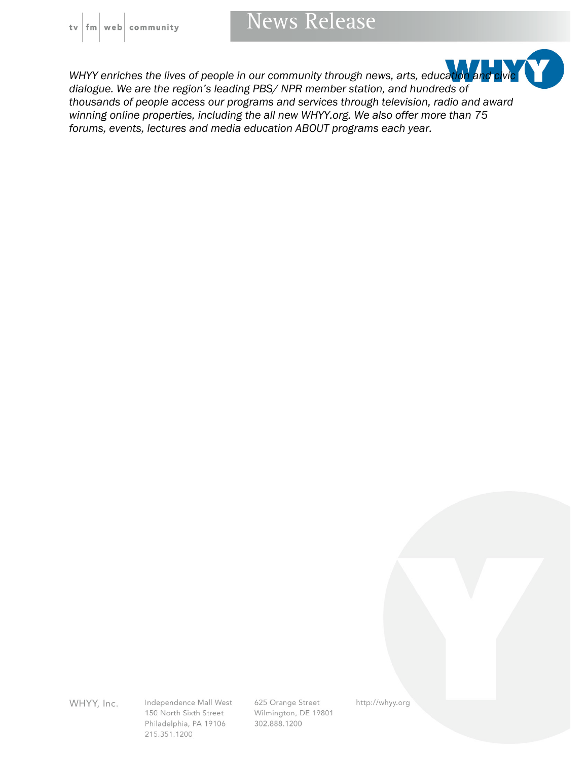*WHYY enriches the lives of people in our community through news, arts, education and civic dialogue. We are the region's leading PBS/ NPR member station, and hundreds of thousands of people access our programs and services through television, radio and award winning online properties, including the all new WHYY.org. We also offer more than 75 forums, events, lectures and media education ABOUT programs each year.*